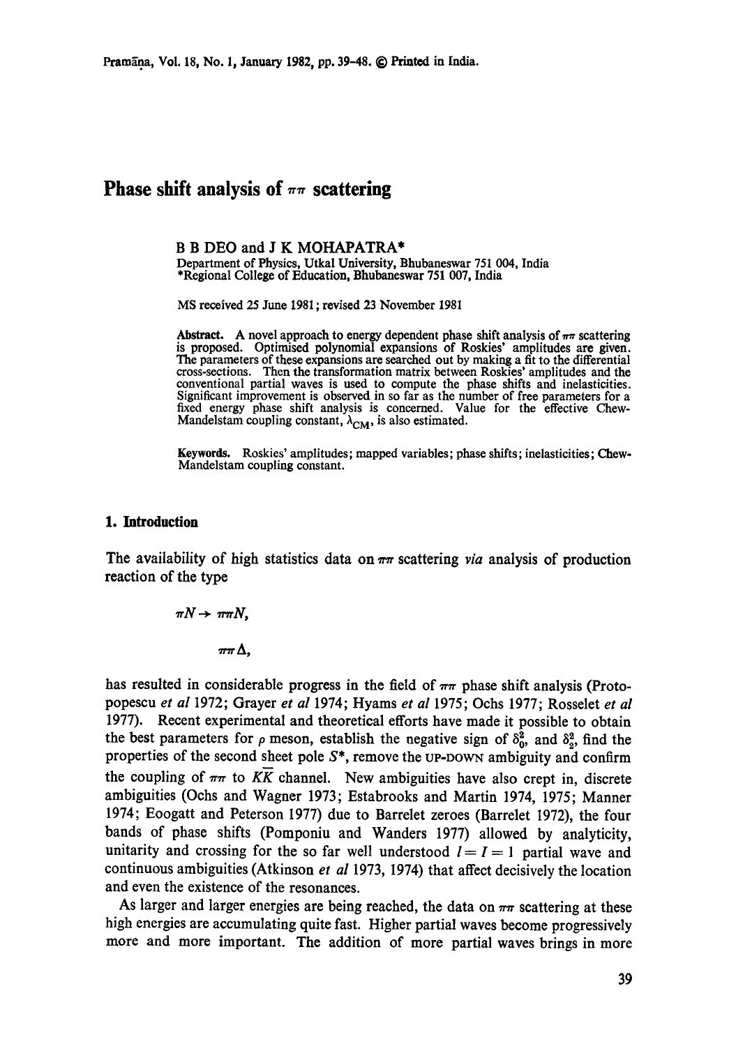# Phase shift analysis of $\pi\pi$ scattering

B B DEO and J K MOHAPATRA*

Department of Physics, Utkal University, Bhubaneswar 751 004, India
*Regional College of Education, Bhubaneswar 751 007, India

MS received 25 June 1981; revised 23 November 1981

**Abstract.** A novel approach to energy dependent phase shift analysis of $\pi\pi$ scattering is proposed. Optimised polynomial expansions of Roskies' amplitudes are given. The parameters of these expansions are searched out by making a fit to the differential cross-sections. Then the transformation matrix between Roskies' amplitudes and the conventional partial waves is used to compute the phase shifts and inelasticities. Significant improvement is observed in so far as the number of free parameters for a fixed energy phase shift analysis is concerned. Value for the effective Chew-Mandelstam coupling constant, $\lambda_{CM}$, is also estimated.

**Keywords.** Roskies' amplitudes; mapped variables; phase shifts; inelasticities; Chew-Mandelstam coupling constant.

## 1. Introduction

The availability of high statistics data on $\pi\pi$ scattering *via* analysis of production reaction of the type

$$\pi N \rightarrow \pi\pi N,$$

$$\pi\pi\Delta,$$

has resulted in considerable progress in the field of $\pi\pi$ phase shift analysis (Protopopescu *et al* 1972; Grayer *et al* 1974; Hyams *et al* 1975; Ochs 1977; Rosselet *et al* 1977). Recent experimental and theoretical efforts have made it possible to obtain the best parameters for $\rho$ meson, establish the negative sign of $\delta_0^2$, and $\delta_2^2$, find the properties of the second sheet pole $S^*$, remove the UP-DOWN ambiguity and confirm the coupling of $\pi\pi$ to $K\bar{K}$ channel. New ambiguities have also crept in, discrete ambiguities (Ochs and Wagner 1973; Estabrooks and Martin 1974, 1975; Manner 1974; Eoogatt and Peterson 1977) due to Barrelet zeroes (Barrelet 1972), the four bands of phase shifts (Pomponiu and Wanders 1977) allowed by analyticity, unitarity and crossing for the so far well understood $l = I = 1$ partial wave and continuous ambiguities (Atkinson *et al* 1973, 1974) that affect decisively the location and even the existence of the resonances.

As larger and larger energies are being reached, the data on $\pi\pi$ scattering at these high energies are accumulating quite fast. Higher partial waves become progressively more and more important. The addition of more partial waves brings in more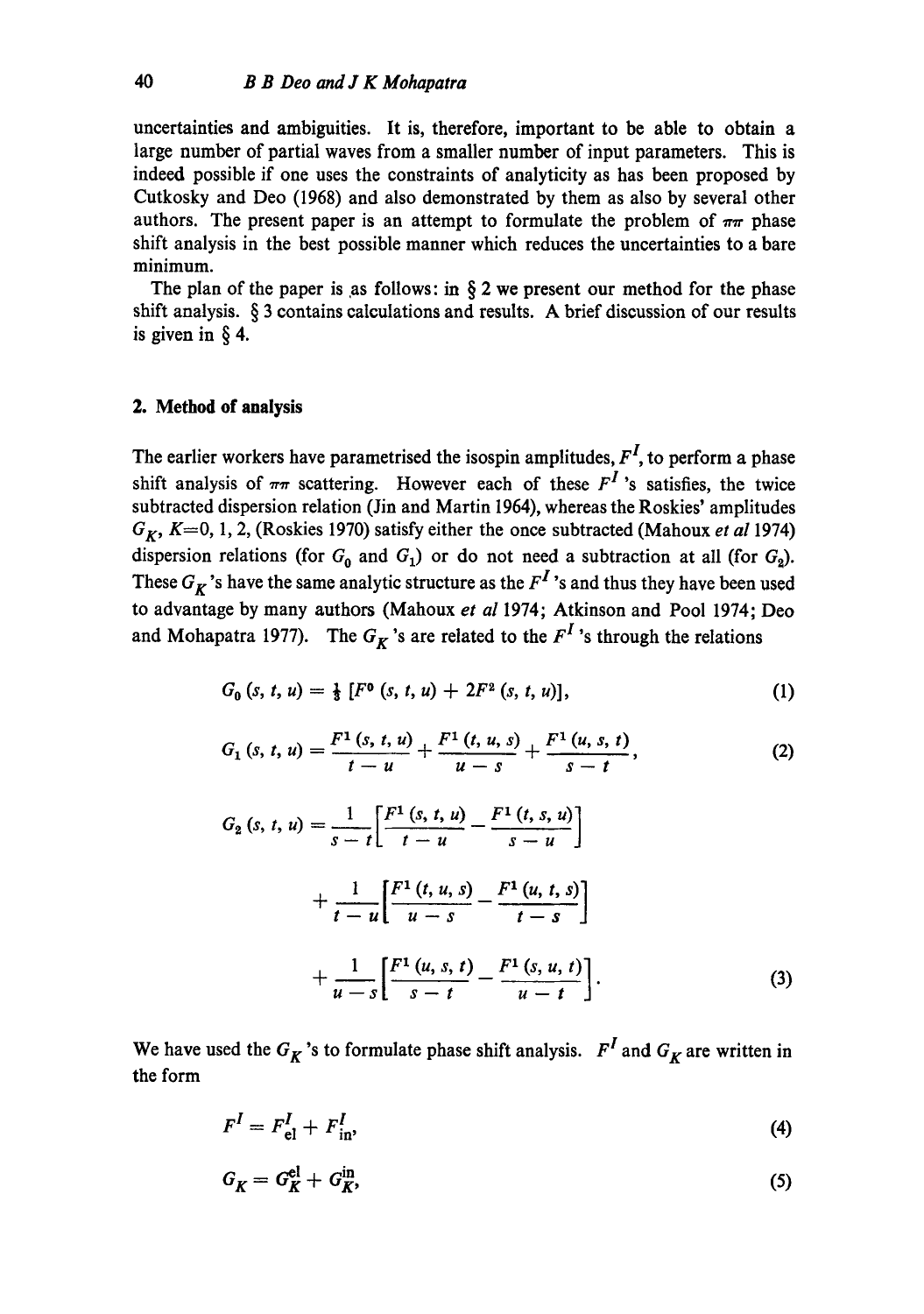uncertainties and ambiguities. It is, therefore, important to be able to obtain a large number of partial waves from a smaller number of input parameters. This is indeed possible if one uses the constraints of analyticity as has been proposed by Cutkosky and Deo (1968) and also demonstrated by them as also by several other authors. The present paper is an attempt to formulate the problem of $\pi\pi$ phase shift analysis in the best possible manner which reduces the uncertainties to a bare minimum.

The plan of the paper is as follows: in § 2 we present our method for the phase shift analysis. § 3 contains calculations and results. A brief discussion of our results is given in § 4.

## 2. Method of analysis

The earlier workers have parametrised the isospin amplitudes, $F^I$, to perform a phase shift analysis of $\pi\pi$ scattering. However each of these $F^I$'s satisfies, the twice subtracted dispersion relation (Jin and Martin 1964), whereas the Roskies' amplitudes $G_K$, $K=0, 1, 2$, (Roskies 1970) satisfy either the once subtracted (Mahoux *et al* 1974) dispersion relations (for $G_0$ and $G_1$) or do not need a subtraction at all (for $G_2$). These $G_K$'s have the same analytic structure as the $F^I$'s and thus they have been used to advantage by many authors (Mahoux *et al* 1974; Atkinson and Pool 1974; Deo and Mohapatra 1977). The $G_K$'s are related to the $F^I$'s through the relations

$$G_0(s, t, u) = \tfrac{1}{3}\left[F^0(s, t, u) + 2F^2(s, t, u)\right], \tag{1}$$

$$G_1(s, t, u) = \frac{F^1(s, t, u)}{t-u} + \frac{F^1(t, u, s)}{u-s} + \frac{F^1(u, s, t)}{s-t}, \tag{2}$$

$$\begin{aligned} G_2(s, t, u) = {} & \frac{1}{s-t}\left[\frac{F^1(s, t, u)}{t-u} - \frac{F^1(t, s, u)}{s-u}\right] \\ & + \frac{1}{t-u}\left[\frac{F^1(t, u, s)}{u-s} - \frac{F^1(u, t, s)}{t-s}\right] \\ & + \frac{1}{u-s}\left[\frac{F^1(u, s, t)}{s-t} - \frac{F^1(s, u, t)}{u-t}\right]. \end{aligned} \tag{3}$$

We have used the $G_K$'s to formulate phase shift analysis. $F^I$ and $G_K$ are written in the form

$$F^I = F^I_{\text{el}} + F^I_{\text{in}}, \tag{4}$$

$$G_K = G_K^{\text{el}} + G_K^{\text{in}}, \tag{5}$$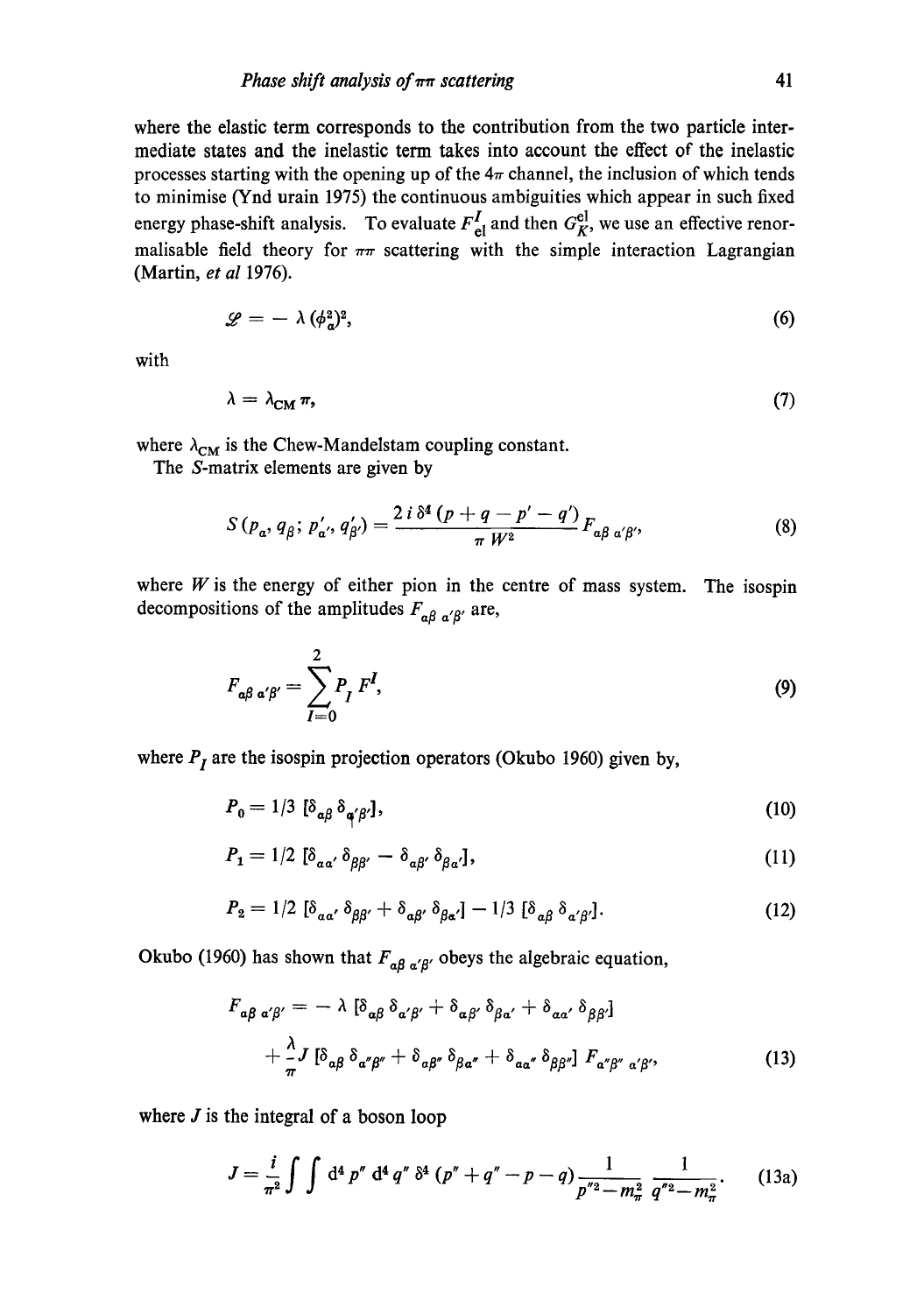where the elastic term corresponds to the contribution from the two particle intermediate states and the inelastic term takes into account the effect of the inelastic processes starting with the opening up of the $4\pi$ channel, the inclusion of which tends to minimise (Ynd urain 1975) the continuous ambiguities which appear in such fixed energy phase-shift analysis. To evaluate $F^I_{el}$ and then $G^{el}_K$, we use an effective renormalisable field theory for $\pi\pi$ scattering with the simple interaction Lagrangian (Martin, *et al* 1976).

$$\mathscr{L} = - \lambda (\phi^2_a)^2, \tag{6}$$

with

$$\lambda = \lambda_{CM}\, \pi, \tag{7}$$

where $\lambda_{CM}$ is the Chew-Mandelstam coupling constant.

The $S$-matrix elements are given by

$$S(p_a, q_\beta; p'_{a'}, q'_{\beta'}) = \frac{2\, i\, \delta^4 (p + q - p' - q')}{\pi\, W^2} F_{a\beta\, a'\beta'}, \tag{8}$$

where $W$ is the energy of either pion in the centre of mass system. The isospin decompositions of the amplitudes $F_{a\beta\, a'\beta'}$ are,

$$F_{a\beta\, a'\beta'} = \sum_{I=0}^{2} P_I\, F^I, \tag{9}$$

where $P_I$ are the isospin projection operators (Okubo 1960) given by,

$$P_0 = 1/3\, [\delta_{a\beta}\, \delta_{a'\beta'}], \tag{10}$$

$$P_1 = 1/2\, [\delta_{aa'}\, \delta_{\beta\beta'} - \delta_{a\beta'}\, \delta_{\beta a'}], \tag{11}$$

$$P_2 = 1/2\, [\delta_{aa'}\, \delta_{\beta\beta'} + \delta_{a\beta'}\, \delta_{\beta a'}] - 1/3\, [\delta_{a\beta}\, \delta_{a'\beta'}]. \tag{12}$$

Okubo (1960) has shown that $F_{a\beta\, a'\beta'}$ obeys the algebraic equation,

$$\begin{aligned} F_{a\beta\, a'\beta'} = & - \lambda\, [\delta_{a\beta}\, \delta_{a'\beta'} + \delta_{a\beta'}\, \delta_{\beta a'} + \delta_{aa'}\, \delta_{\beta\beta'}] \\ & + \frac{\lambda}{\pi} J\, [\delta_{a\beta}\, \delta_{a''\beta''} + \delta_{a\beta''}\, \delta_{\beta a''} + \delta_{aa''}\, \delta_{\beta\beta''}]\, F_{a''\beta''\, a'\beta'}, \end{aligned} \tag{13}$$

where $J$ is the integral of a boson loop

$$J = \frac{i}{\pi^2} \int \int d^4 p''\, d^4 q''\, \delta^4 (p'' + q'' - p - q) \frac{1}{p''^2 - m_\pi^2} \frac{1}{q''^2 - m_\pi^2}. \tag{13a}$$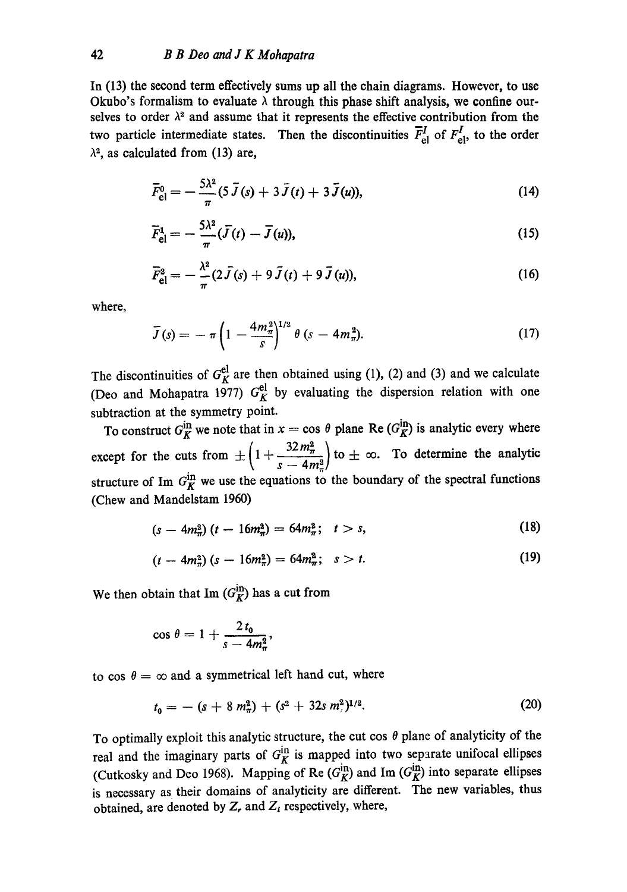In (13) the second term effectively sums up all the chain diagrams. However, to use Okubo's formalism to evaluate $\lambda$ through this phase shift analysis, we confine ourselves to order $\lambda^2$ and assume that it represents the effective contribution from the two particle intermediate states. Then the discontinuities $\bar{F}^I_{\text{el}}$ of $F^I_{\text{el}}$, to the order $\lambda^2$, as calculated from (13) are,

$$\bar{F}^0_{\text{el}} = -\frac{5\lambda^2}{\pi}(5\bar{J}(s) + 3\bar{J}(t) + 3\bar{J}(u)), \tag{14}$$

$$\bar{F}^1_{\text{el}} = -\frac{5\lambda^2}{\pi}(\bar{J}(t) - \bar{J}(u)), \tag{15}$$

$$\bar{F}^2_{\text{el}} = -\frac{\lambda^2}{\pi}(2\bar{J}(s) + 9\bar{J}(t) + 9\bar{J}(u)), \tag{16}$$

where,

$$\bar{J}(s) = -\pi\left(1 - \frac{4m_\pi^2}{s}\right)^{1/2}\theta(s - 4m_\pi^2). \tag{17}$$

The discontinuities of $G^{\text{el}}_K$ are then obtained using (1), (2) and (3) and we calculate (Deo and Mohapatra 1977) $G^{\text{el}}_K$ by evaluating the dispersion relation with one subtraction at the symmetry point.

To construct $G^{\text{in}}_K$ we note that in $x = \cos\theta$ plane Re $(G^{\text{in}}_K)$ is analytic every where except for the cuts from $\pm\left(1 + \frac{32m_\pi^2}{s - 4m_\pi^2}\right)$ to $\pm\,\infty$. To determine the analytic structure of Im $G^{\text{in}}_K$ we use the equations to the boundary of the spectral functions (Chew and Mandelstam 1960)

$$(s - 4m_\pi^2)(t - 16m_\pi^2) = 64m_\pi^2; \quad t > s, \tag{18}$$

$$(t - 4m_\pi^2)(s - 16m_\pi^2) = 64m_\pi^2; \quad s > t. \tag{19}$$

We then obtain that Im $(G^{\text{in}}_K)$ has a cut from

$$\cos\theta = 1 + \frac{2t_0}{s - 4m_\pi^2},$$

to $\cos\theta = \infty$ and a symmetrical left hand cut, where

$$t_0 = -(s + 8m_\pi^2) + (s^2 + 32s\,m_\pi^2)^{1/2}. \tag{20}$$

To optimally exploit this analytic structure, the cut $\cos\theta$ plane of analyticity of the real and the imaginary parts of $G^{\text{in}}_K$ is mapped into two separate unifocal ellipses (Cutkosky and Deo 1968). Mapping of Re $(G^{\text{in}}_K)$ and Im $(G^{\text{in}}_K)$ into separate ellipses is necessary as their domains of analyticity are different. The new variables, thus obtained, are denoted by $Z_r$ and $Z_i$ respectively, where,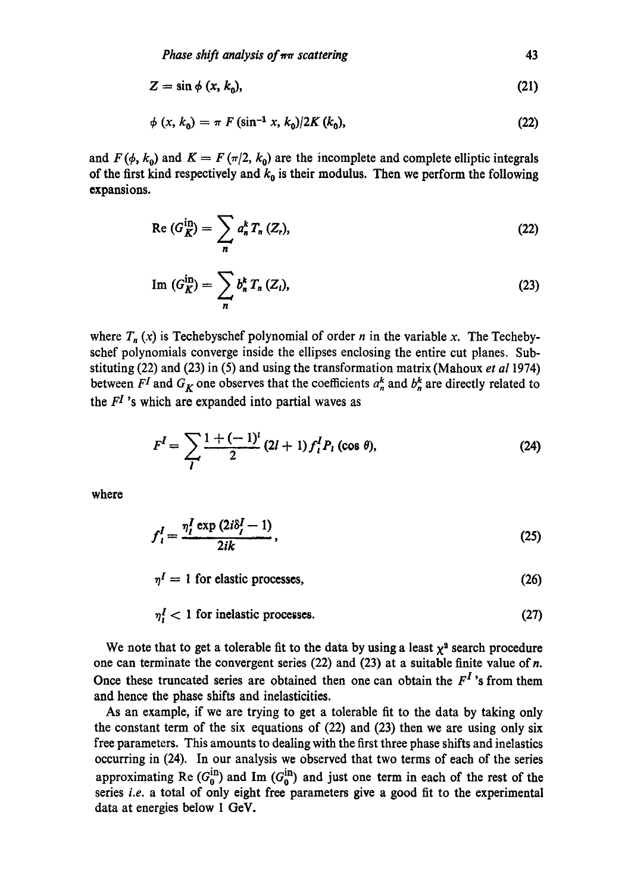$$Z = \sin \phi\,(x, k_0), \tag{21}$$

$$\phi\,(x, k_0) = \pi\, F\,(\sin^{-1} x, k_0)/2K\,(k_0), \tag{22}$$

and $F(\phi, k_0)$ and $K = F(\pi/2, k_0)$ are the incomplete and complete elliptic integrals of the first kind respectively and $k_0$ is their modulus. Then we perform the following expansions.

$$\operatorname{Re}\,(G_K^{\text{in}}) = \sum_n a_n^k\, T_n\,(Z_r), \tag{22}$$

$$\operatorname{Im}\,(G_K^{\text{in}}) = \sum_n b_n^k\, T_n\,(Z_i), \tag{23}$$

where $T_n\,(x)$ is Techebyschef polynomial of order $n$ in the variable $x$. The Techebyschef polynomials converge inside the ellipses enclosing the entire cut planes. Substituting (22) and (23) in (5) and using the transformation matrix (Mahoux *et al* 1974) between $F^I$ and $G_K$ one observes that the coefficients $a_n^k$ and $b_n^k$ are directly related to the $F^I$'s which are expanded into partial waves as

$$F^I = \sum_l \frac{1 + (-1)^l}{2}\,(2l + 1)\, f_l^I P_l\,(\cos\theta), \tag{24}$$

where

$$f_l^I = \frac{\eta_l^I \exp\,(2i\delta_l^I - 1)}{2ik}, \tag{25}$$

$$\eta^I = 1 \text{ for elastic processes}, \tag{26}$$

$$\eta_l^I < 1 \text{ for inelastic processes}. \tag{27}$$

We note that to get a tolerable fit to the data by using a least $\chi^2$ search procedure one can terminate the convergent series (22) and (23) at a suitable finite value of $n$. Once these truncated series are obtained then one can obtain the $F^I$'s from them and hence the phase shifts and inelasticities.

As an example, if we are trying to get a tolerable fit to the data by taking only the constant term of the six equations of (22) and (23) then we are using only six free parameters. This amounts to dealing with the first three phase shifts and inelastics occurring in (24). In our analysis we observed that two terms of each of the series approximating $\operatorname{Re}\,(G_0^{\text{in}})$ and $\operatorname{Im}\,(G_0^{\text{in}})$ and just one term in each of the rest of the series *i.e.* a total of only eight free parameters give a good fit to the experimental data at energies below 1 GeV.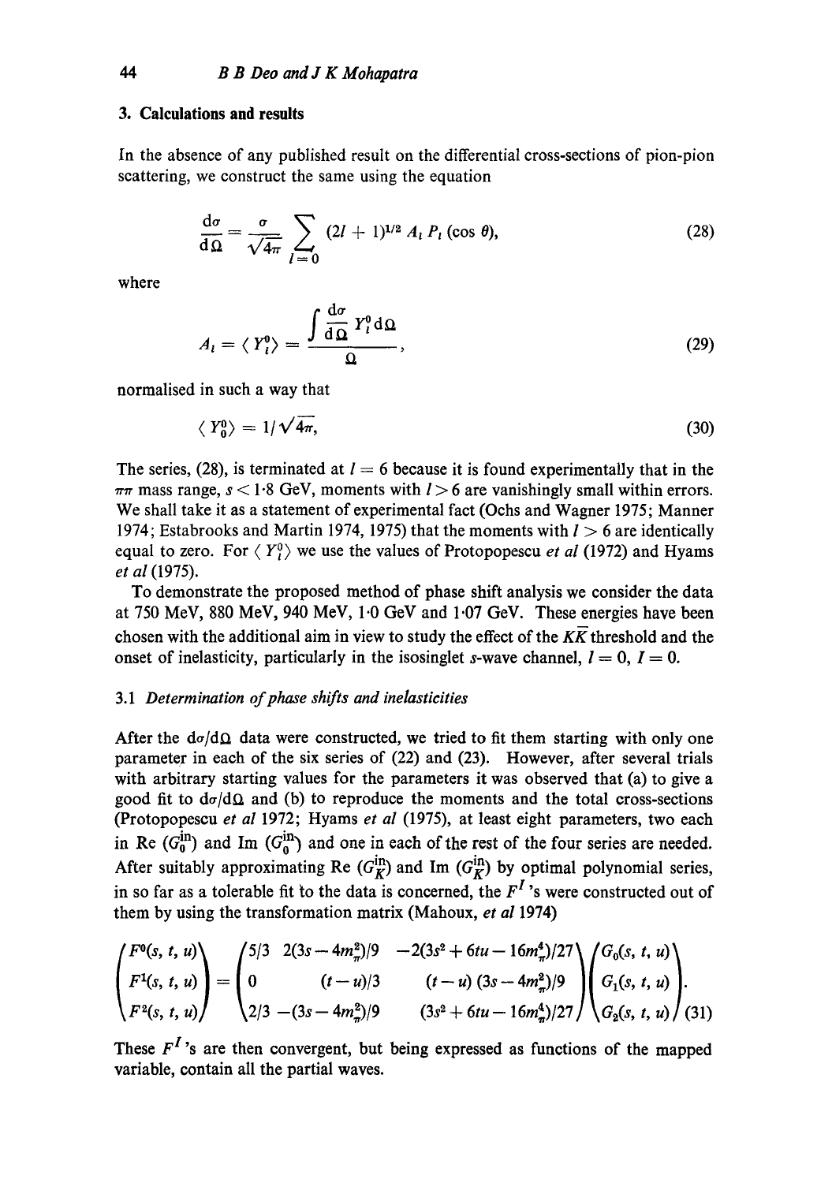## 3. Calculations and results

In the absence of any published result on the differential cross-sections of pion-pion scattering, we construct the same using the equation

$$\frac{\mathrm{d}\sigma}{\mathrm{d}\Omega} = \frac{\sigma}{\sqrt{4\pi}} \sum_{l=0} (2l+1)^{1/2} A_l P_l (\cos\theta), \tag{28}$$

where

$$A_l = \langle Y_l^0 \rangle = \frac{\int \frac{\mathrm{d}\sigma}{\mathrm{d}\Omega} Y_l^0 \mathrm{d}\Omega}{\Omega}, \tag{29}$$

normalised in such a way that

$$\langle Y_0^0 \rangle = 1/\sqrt{4\pi}, \tag{30}$$

The series, (28), is terminated at $l = 6$ because it is found experimentally that in the $\pi\pi$ mass range, $s < 1{\cdot}8$ GeV, moments with $l > 6$ are vanishingly small within errors. We shall take it as a statement of experimental fact (Ochs and Wagner 1975; Manner 1974; Estabrooks and Martin 1974, 1975) that the moments with $l > 6$ are identically equal to zero. For $\langle Y_l^0 \rangle$ we use the values of Protopopescu *et al* (1972) and Hyams *et al* (1975).

To demonstrate the proposed method of phase shift analysis we consider the data at 750 MeV, 880 MeV, 940 MeV, 1·0 GeV and 1·07 GeV. These energies have been chosen with the additional aim in view to study the effect of the $K\bar{K}$ threshold and the onset of inelasticity, particularly in the isosinglet $s$-wave channel, $l = 0$, $I = 0$.

### 3.1 *Determination of phase shifts and inelasticities*

After the $\mathrm{d}\sigma/\mathrm{d}\Omega$ data were constructed, we tried to fit them starting with only one parameter in each of the six series of (22) and (23). However, after several trials with arbitrary starting values for the parameters it was observed that (a) to give a good fit to $\mathrm{d}\sigma/\mathrm{d}\Omega$ and (b) to reproduce the moments and the total cross-sections (Protopopescu *et al* 1972; Hyams *et al* (1975), at least eight parameters, two each in $\mathrm{Re}\,(G_0^{\mathrm{in}})$ and $\mathrm{Im}\,(G_0^{\mathrm{in}})$ and one in each of the rest of the four series are needed. After suitably approximating $\mathrm{Re}\,(G_K^{\mathrm{in}})$ and $\mathrm{Im}\,(G_K^{\mathrm{in}})$ by optimal polynomial series, in so far as a tolerable fit to the data is concerned, the $F^I$'s were constructed out of them by using the transformation matrix (Mahoux, *et al* 1974)

$$\begin{pmatrix} F^0(s,t,u) \\ F^1(s,t,u) \\ F^2(s,t,u) \end{pmatrix} = \begin{pmatrix} 5/3 & 2(3s-4m_\pi^2)/9 & -2(3s^2+6tu-16m_\pi^4)/27 \\ 0 & (t-u)/3 & (t-u)(3s-4m_\pi^2)/9 \\ 2/3 & -(3s-4m_\pi^2)/9 & (3s^2+6tu-16m_\pi^4)/27 \end{pmatrix} \begin{pmatrix} G_0(s,t,u) \\ G_1(s,t,u) \\ G_2(s,t,u) \end{pmatrix}. \tag{31}$$

These $F^I$'s are then convergent, but being expressed as functions of the mapped variable, contain all the partial waves.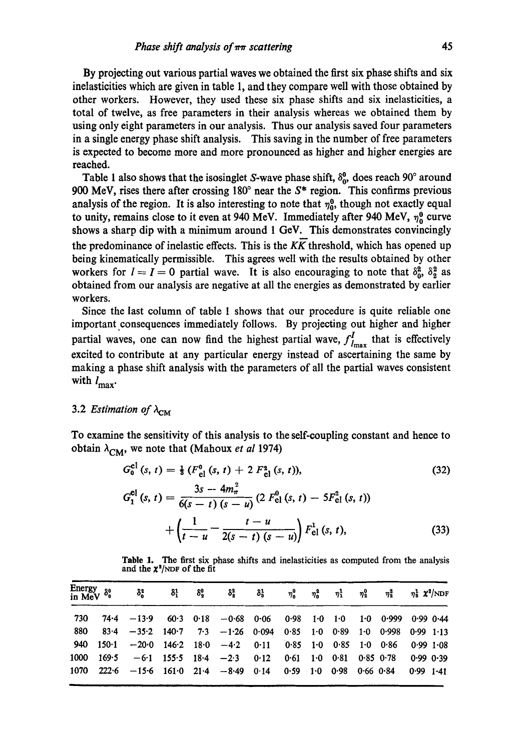By projecting out various partial waves we obtained the first six phase shifts and six inelasticities which are given in table 1, and they compare well with those obtained by other workers. However, they used these six phase shifts and six inelasticities, a total of twelve, as free parameters in their analysis whereas we obtained them by using only eight parameters in our analysis. Thus our analysis saved four parameters in a single energy phase shift analysis. This saving in the number of free parameters is expected to become more and more pronounced as higher and higher energies are reached.

Table 1 also shows that the isosinglet $S$-wave phase shift, $\delta_0^0$, does reach 90° around 900 MeV, rises there after crossing 180° near the $S^*$ region. This confirms previous analysis of the region. It is also interesting to note that $\eta_0^0$, though not exactly equal to unity, remains close to it even at 940 MeV. Immediately after 940 MeV, $\eta_0^0$ curve shows a sharp dip with a minimum around 1 GeV. This demonstrates convincingly the predominance of inelastic effects. This is the $K\bar{K}$ threshold, which has opened up being kinematically permissible. This agrees well with the results obtained by other workers for $l = I = 0$ partial wave. It is also encouraging to note that $\delta_0^2$, $\delta_2^2$ as obtained from our analysis are negative at all the energies as demonstrated by earlier workers.

Since the last column of table 1 shows that our procedure is quite reliable one important consequences immediately follows. By projecting out higher and higher partial waves, one can now find the highest partial wave, $f^I_{l_{\max}}$ that is effectively excited to contribute at any particular energy instead of ascertaining the same by making a phase shift analysis with the parameters of all the partial waves consistent with $l_{\max}$.

### 3.2 *Estimation of* $\lambda_{CM}$

To examine the sensitivity of this analysis to the self-coupling constant and hence to obtain $\lambda_{CM}$, we note that (Mahoux *et al* 1974)

$$G_0^{el}(s,t) = \tfrac{1}{3}\left(F_{el}^0(s,t) + 2F_{el}^2(s,t)\right), \tag{32}$$

$$G_1^{el}(s,t) = \frac{3s - 4m_\pi^2}{6(s-t)(s-u)}\left(2F_{el}^0(s,t) - 5F_{el}^2(s,t)\right) + \left(\frac{1}{t-u} - \frac{t-u}{2(s-t)(s-u)}\right)F_{el}^1(s,t), \tag{33}$$

**Table 1.** The first six phase shifts and inelasticities as computed from the analysis and the $\chi^2$/NDF of the fit

| Energy in MeV | $\delta_0^0$ | $\delta_0^2$ | $\delta_1^1$ | $\delta_2^0$ | $\delta_2^2$ | $\delta_3^1$ | $\eta_0^0$ | $\eta_0^2$ | $\eta_1^1$ | $\eta_2^0$ | $\eta_2^2$ | $\eta_3^1$ | $\chi^2$/NDF |
|---|---|---|---|---|---|---|---|---|---|---|---|---|---|
| 730 | 74·4 | −13·9 | 60·3 | 0·18 | −0·68 | 0·06 | 0·98 | 1·0 | 1·0 | 1·0 | 0·999 | 0·99 | 0·44 |
| 880 | 83·4 | −35·2 | 140·7 | 7·3 | −1·26 | 0·094 | 0·85 | 1·0 | 0·89 | 1·0 | 0·998 | 0·99 | 1·13 |
| 940 | 150·1 | −20·0 | 146·2 | 18·0 | −4·2 | 0·11 | 0·85 | 1·0 | 0·85 | 1·0 | 0·86 | 0·99 | 1·08 |
| 1000 | 169·5 | −6·1 | 155·5 | 18·4 | −2·3 | 0·12 | 0·61 | 1·0 | 0·81 | 0·85 | 0·78 | 0·99 | 0·39 |
| 1070 | 222·6 | −15·6 | 161·0 | 21·4 | −8·49 | 0·14 | 0·59 | 1·0 | 0·98 | 0·66 | 0·84 | 0·99 | 1·41 |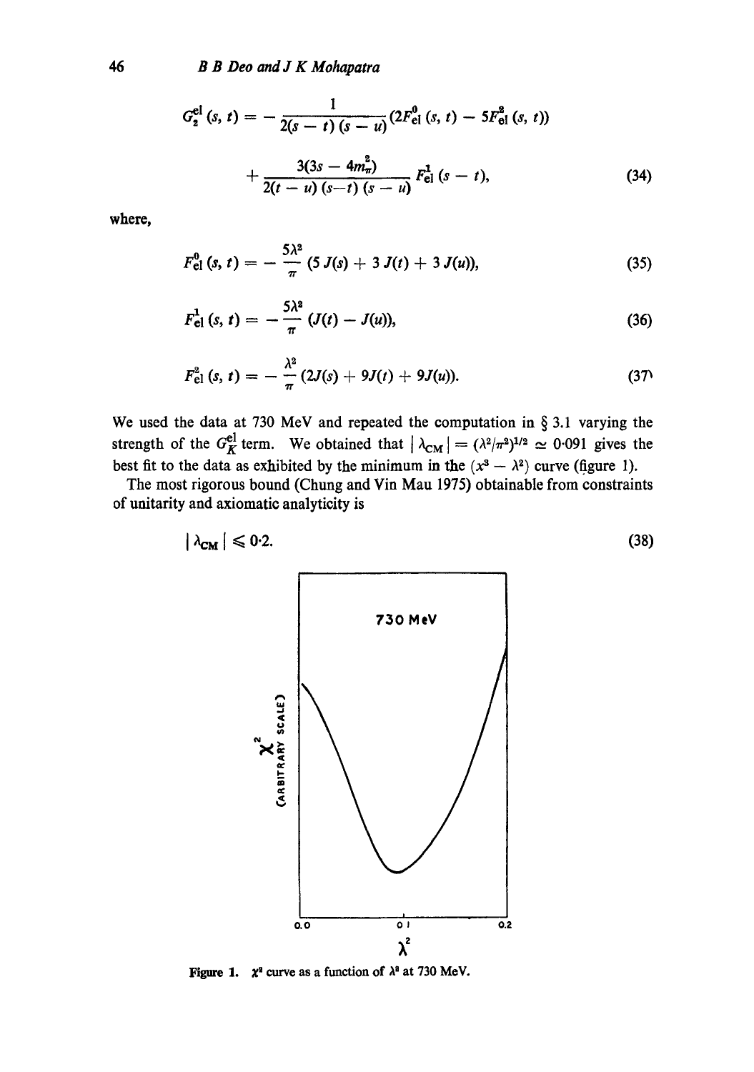$$G_2^{\rm el}(s,t) = -\frac{1}{2(s-t)(s-u)}\left(2F_{\rm el}^0(s,t) - 5F_{\rm el}^2(s,t)\right)$$

$$+\frac{3(3s-4m_\pi^2)}{2(t-u)(s-t)(s-u)}F_{\rm el}^1(s-t), \tag{34}$$

where,

$$F_{\rm el}^0(s,t) = -\frac{5\lambda^2}{\pi}\left(5J(s) + 3J(t) + 3J(u)\right), \tag{35}$$

$$F_{\rm el}^1(s,t) = -\frac{5\lambda^2}{\pi}\left(J(t) - J(u)\right), \tag{36}$$

$$F_{\rm el}^2(s,t) = -\frac{\lambda^2}{\pi}\left(2J(s) + 9J(t) + 9J(u)\right). \tag{37}$$

We used the data at 730 MeV and repeated the computation in § 3.1 varying the strength of the $G_K^{\rm el}$ term. We obtained that $|\lambda_{\rm CM}| = (\lambda^2/\pi^2)^{1/2} \simeq 0{\cdot}091$ gives the best fit to the data as exhibited by the minimum in the $(x^2 - \lambda^2)$ curve (figure 1).

The most rigorous bound (Chung and Vin Mau 1975) obtainable from constraints of unitarity and axiomatic analyticity is

$$|\lambda_{\rm CM}| \leqslant 0{\cdot}2. \tag{38}$$

Figure 1. $\chi^2$ curve as a function of $\lambda^2$ at 730 MeV.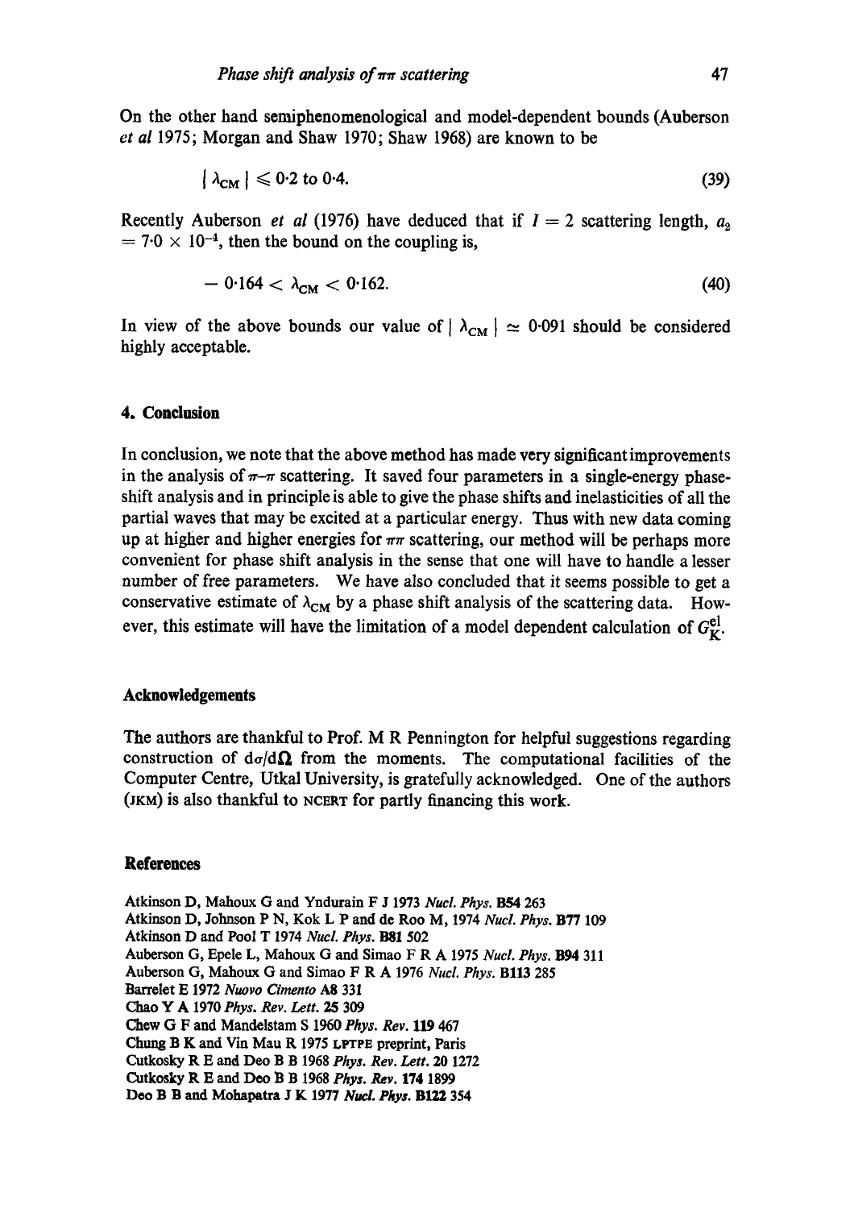On the other hand semiphenomenological and model-dependent bounds (Auberson *et al* 1975; Morgan and Shaw 1970; Shaw 1968) are known to be

$$|\lambda_{CM}| \leqslant 0\cdot2 \text{ to } 0\cdot4. \tag{39}$$

Recently Auberson *et al* (1976) have deduced that if $I = 2$ scattering length, $a_2 = 7\cdot0 \times 10^{-4}$, then the bound on the coupling is,

$$-0\cdot164 < \lambda_{CM} < 0\cdot162. \tag{40}$$

In view of the above bounds our value of $|\lambda_{CM}| \simeq 0\cdot091$ should be considered highly acceptable.

## 4. Conclusion

In conclusion, we note that the above method has made very significant improvements in the analysis of $\pi$–$\pi$ scattering. It saved four parameters in a single-energy phase-shift analysis and in principle is able to give the phase shifts and inelasticities of all the partial waves that may be excited at a particular energy. Thus with new data coming up at higher and higher energies for $\pi\pi$ scattering, our method will be perhaps more convenient for phase shift analysis in the sense that one will have to handle a lesser number of free parameters. We have also concluded that it seems possible to get a conservative estimate of $\lambda_{CM}$ by a phase shift analysis of the scattering data. However, this estimate will have the limitation of a model dependent calculation of $G_K^{el}$.

## Acknowledgements

The authors are thankful to Prof. M R Pennington for helpful suggestions regarding construction of $d\sigma/d\Omega$ from the moments. The computational facilities of the Computer Centre, Utkal University, is gratefully acknowledged. One of the authors (JKM) is also thankful to NCERT for partly financing this work.

## References

Atkinson D, Mahoux G and Yndurain F J 1973 *Nucl. Phys.* **B54** 263
Atkinson D, Johnson P N, Kok L P and de Roo M, 1974 *Nucl. Phys.* **B77** 109
Atkinson D and Pool T 1974 *Nucl. Phys.* **B81** 502
Auberson G, Epele L, Mahoux G and Simao F R A 1975 *Nucl. Phys.* **B94** 311
Auberson G, Mahoux G and Simao F R A 1976 *Nucl. Phys.* **B113** 285
Barrelet E 1972 *Nuovo Cimento* **A8** 331
Chao Y A 1970 *Phys. Rev. Lett.* **25** 309
Chew G F and Mandelstam S 1960 *Phys. Rev.* **119** 467
Chung B K and Vin Mau R 1975 LPTPE preprint, Paris
Cutkosky R E and Deo B B 1968 *Phys. Rev. Lett.* **20** 1272
Cutkosky R E and Deo B B 1968 *Phys. Rev.* **174** 1899
Deo B B and Mohapatra J K 1977 *Nucl. Phys.* **B122** 354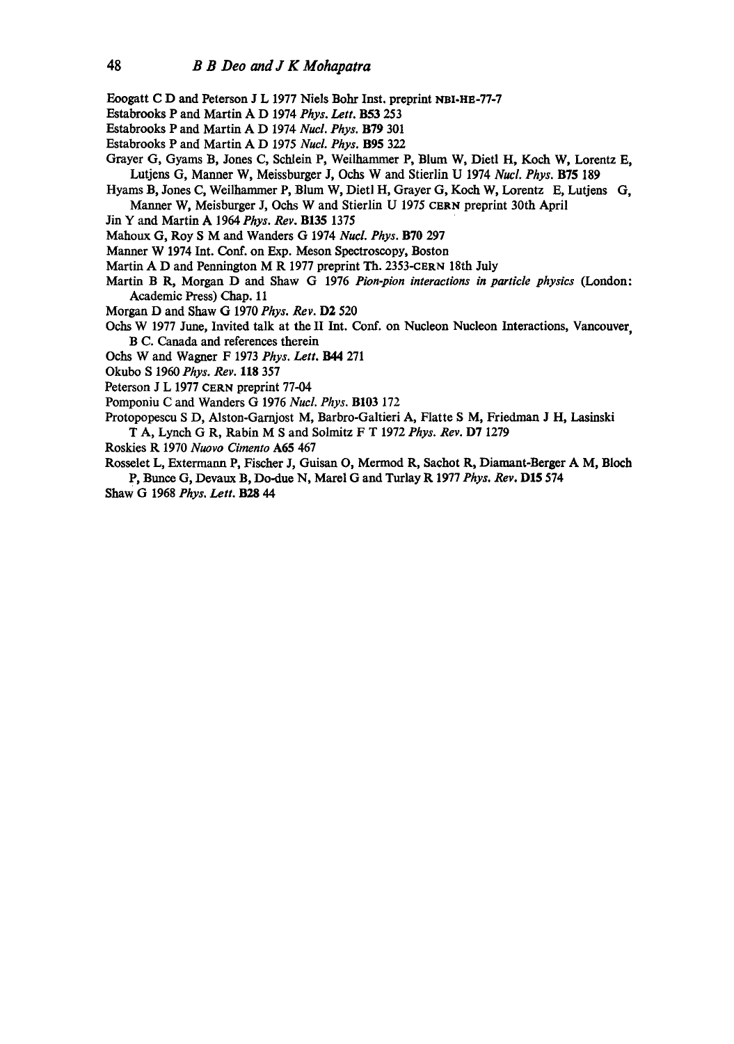Eoogatt C D and Peterson J L 1977 Niels Bohr Inst. preprint NBI-HE-77-7

Estabrooks P and Martin A D 1974 *Phys. Lett.* **B53** 253

Estabrooks P and Martin A D 1974 *Nucl. Phys.* **B79** 301

Estabrooks P and Martin A D 1975 *Nucl. Phys.* **B95** 322

Grayer G, Gyams B, Jones C, Schlein P, Weilhammer P, Blum W, Dietl H, Koch W, Lorentz E, Lutjens G, Manner W, Meissburger J, Ochs W and Stierlin U 1974 *Nucl. Phys.* **B75** 189

Hyams B, Jones C, Weilhammer P, Blum W, Dietl H, Grayer G, Koch W, Lorentz E, Lutjens G, Manner W, Meisburger J, Ochs W and Stierlin U 1975 CERN preprint 30th April

Jin Y and Martin A 1964 *Phys. Rev.* **B135** 1375

Mahoux G, Roy S M and Wanders G 1974 *Nucl. Phys.* **B70** 297

Manner W 1974 Int. Conf. on Exp. Meson Spectroscopy, Boston

Martin A D and Pennington M R 1977 preprint Th. 2353-CERN 18th July

Martin B R, Morgan D and Shaw G 1976 *Pion-pion interactions in particle physics* (London: Academic Press) Chap. 11

Morgan D and Shaw G 1970 *Phys. Rev.* **D2** 520

Ochs W 1977 June, Invited talk at the II Int. Conf. on Nucleon Nucleon Interactions, Vancouver, B C. Canada and references therein

Ochs W and Wagner F 1973 *Phys. Lett.* **B44** 271

Okubo S 1960 *Phys. Rev.* **118** 357

Peterson J L 1977 CERN preprint 77-04

Pomponiu C and Wanders G 1976 *Nucl. Phys.* **B103** 172

Protopopescu S D, Alston-Garnjost M, Barbro-Galtieri A, Flatte S M, Friedman J H, Lasinski T A, Lynch G R, Rabin M S and Solmitz F T 1972 *Phys. Rev.* **D7** 1279

Roskies R 1970 *Nuovo Cimento* **A65** 467

Rosselet L, Extermann P, Fischer J, Guisan O, Mermod R, Sachot R, Diamant-Berger A M, Bloch P, Bunce G, Devaux B, Do-due N, Marel G and Turlay R 1977 *Phys. Rev.* **D15** 574

Shaw G 1968 *Phys. Lett.* **B28** 44